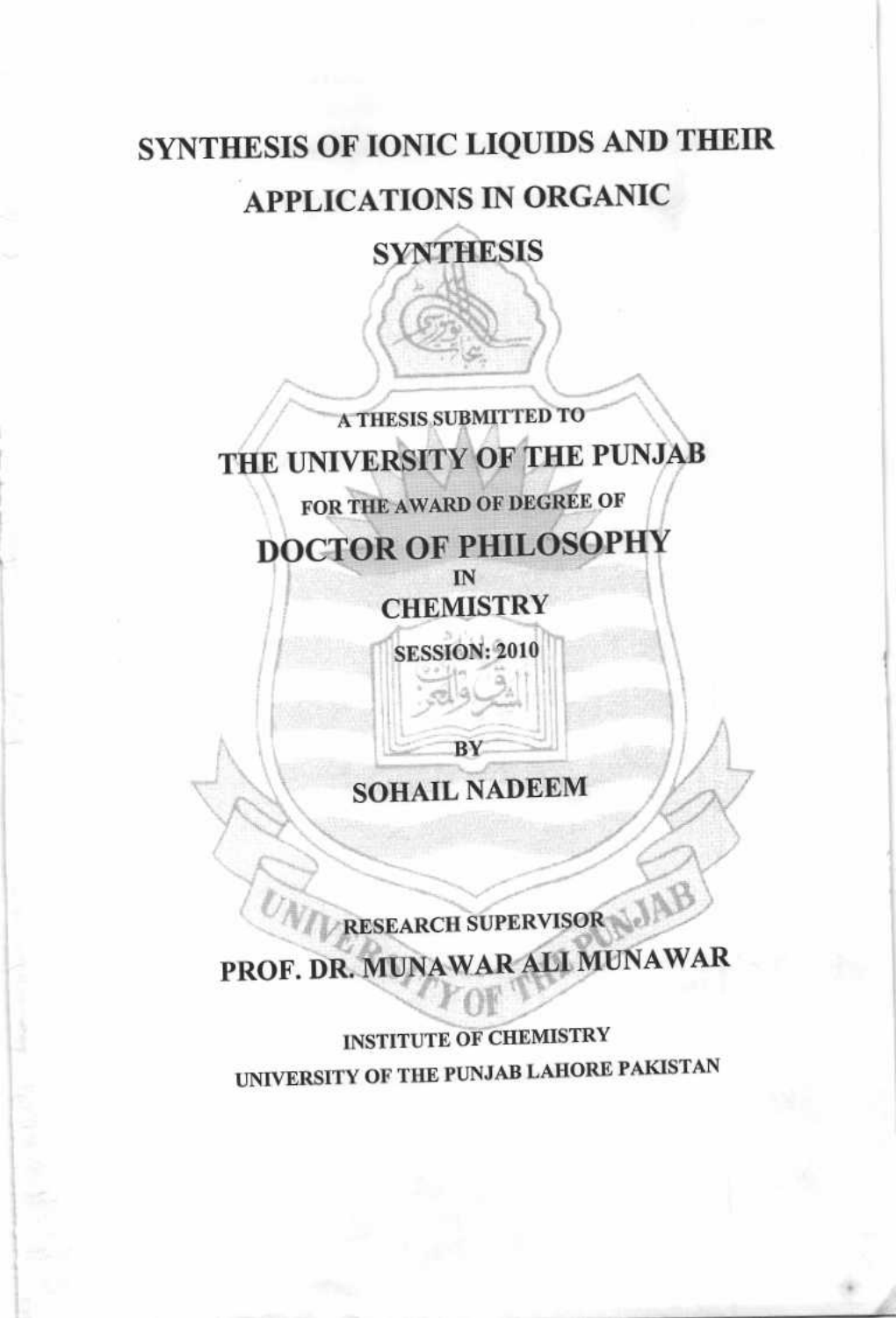# SYNTHESIS OF IONIC LIQUIDS AND THEIR APPLICATIONS IN ORGANIC SYNTHESIS

A THESIS SUBMITTED TO

## THE UNIVERSITY OF THE PUNJAB

FOR THE AWARD OF DEGREE OF

## DOCTOR OF PHILOSOPHY

IN

## CHEMISTRY

**SESSION: 2010**

BY

## SOHAIL NADEEM

RESEARCH SUPERVISOR

## PROF. DR. MUNAWAR ALI MUNAWAR

INSTITUTE OF CHEMISTRY

UNIVERSITY OF THE PUNJAB LAHORE PAKISTAN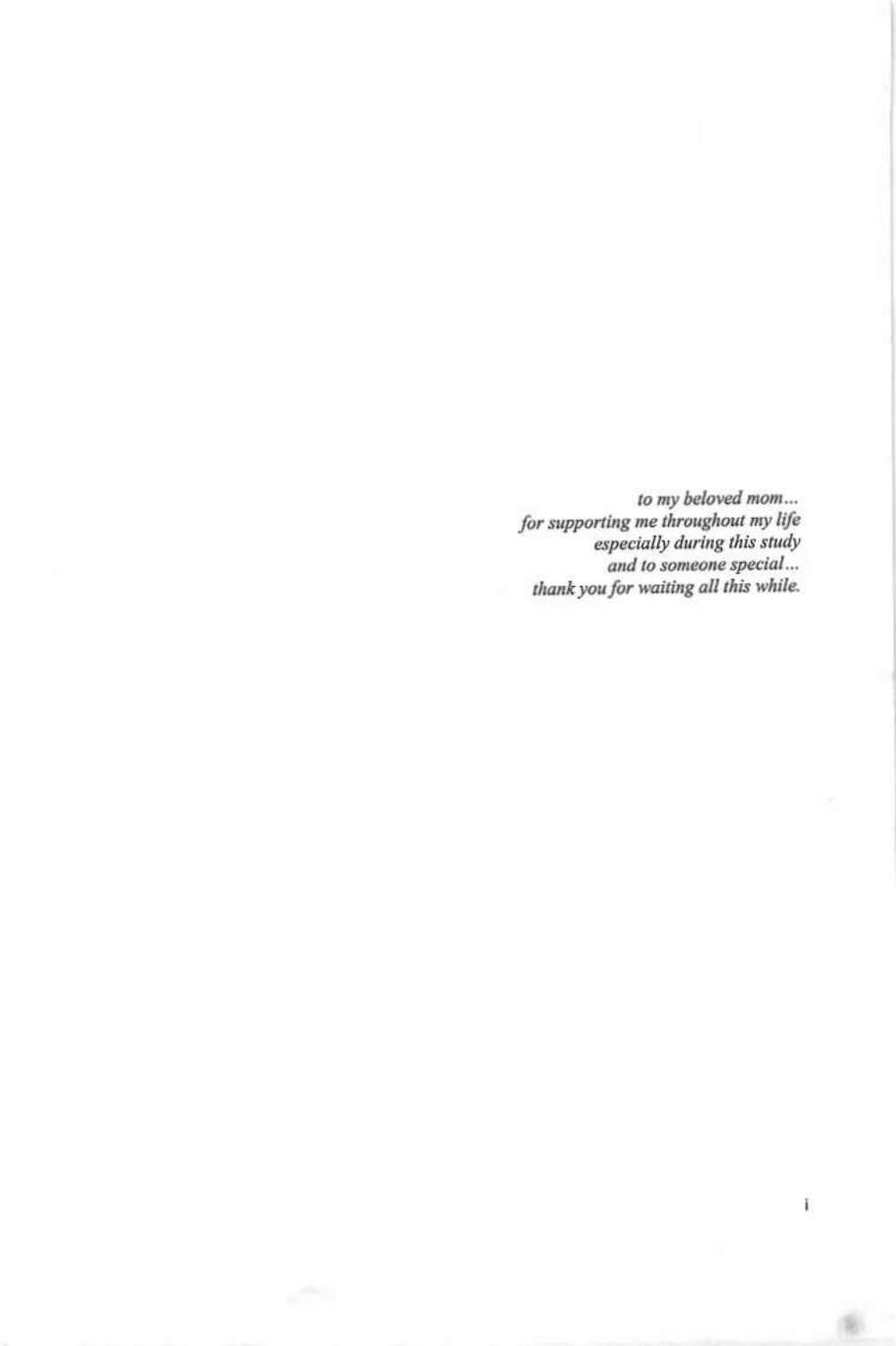*to my beloved mom...*
*for supporting me throughout my life*
*especially during this study*
*and to someone special...*
*thank you for waiting all this while.*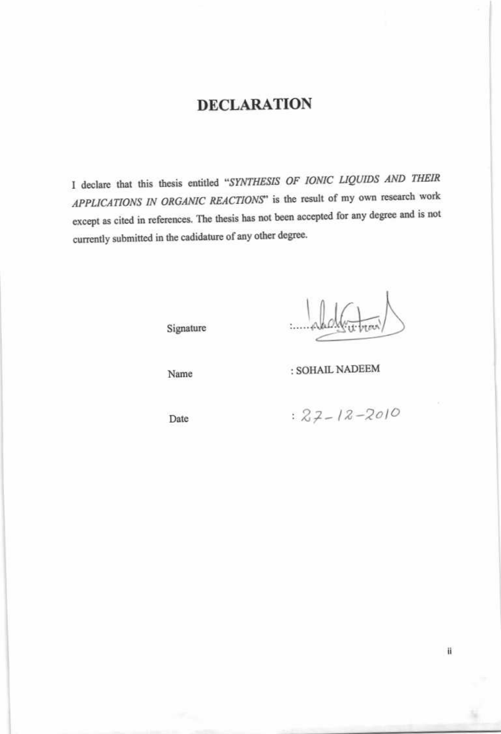# DECLARATION

I declare that this thesis entitled "*SYNTHESIS OF IONIC LIQUIDS AND THEIR APPLICATIONS IN ORGANIC REACTIONS*" is the result of my own research work except as cited in references. The thesis has not been accepted for any degree and is not currently submitted in the cadidature of any other degree.

Signature :

Name : SOHAIL NADEEM

Date : 27-12-2010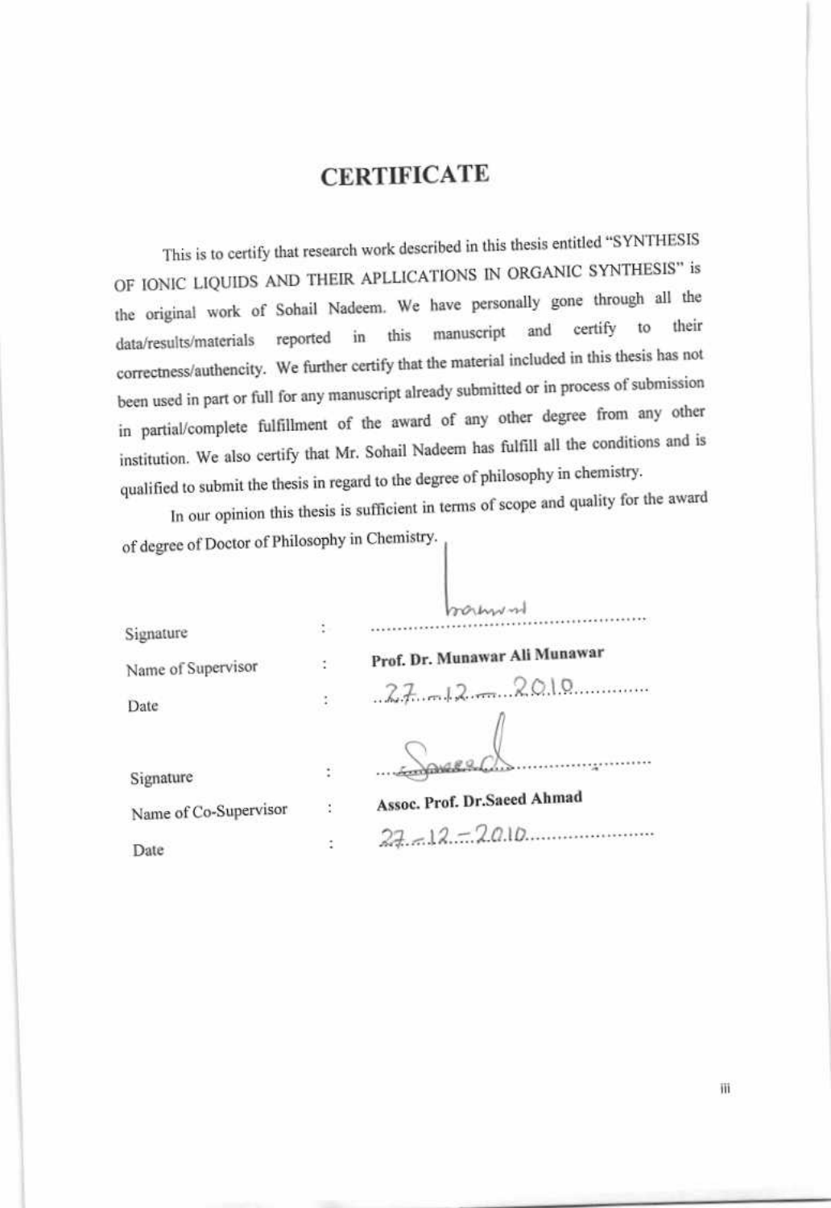# CERTIFICATE

This is to certify that research work described in this thesis entitled "SYNTHESIS OF IONIC LIQUIDS AND THEIR APLLICATIONS IN ORGANIC SYNTHESIS" is the original work of Sohail Nadeem. We have personally gone through all the data/results/materials reported in this manuscript and certify to their correctness/authencity. We further certify that the material included in this thesis has not been used in part or full for any manuscript already submitted or in process of submission in partial/complete fulfillment of the award of any other degree from any other institution. We also certify that Mr. Sohail Nadeem has fulfill all the conditions and is qualified to submit the thesis in regard to the degree of philosophy in chemistry.

In our opinion this thesis is sufficient in terms of scope and quality for the award of degree of Doctor of Philosophy in Chemistry.

| | | |
|---|---|---|
| Signature | : | ............................................ |
| Name of Supervisor | : | **Prof. Dr. Munawar Ali Munawar** |
| Date | : | 27-12-2010 |
| Signature | : | ............................................ |
| Name of Co-Supervisor | : | **Assoc. Prof. Dr.Saeed Ahmad** |
| Date | : | 27-12-2010 |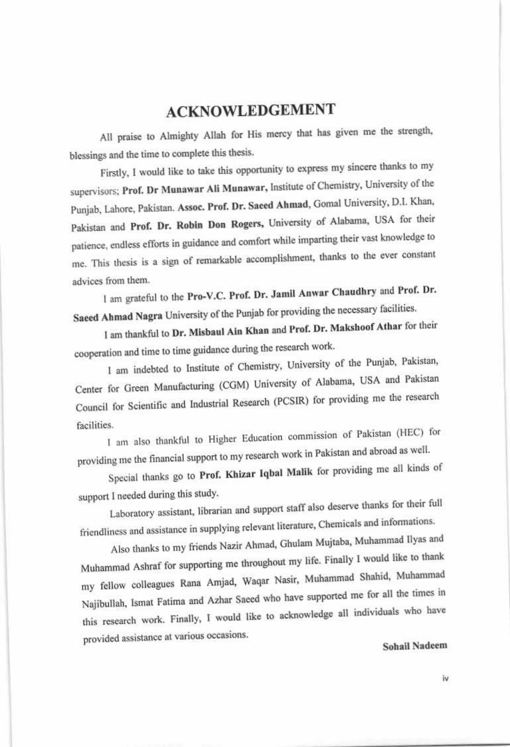# ACKNOWLEDGEMENT

All praise to Almighty Allah for His mercy that has given me the strength, blessings and the time to complete this thesis.

Firstly, I would like to take this opportunity to express my sincere thanks to my supervisors; **Prof. Dr Munawar Ali Munawar,** Institute of Chemistry, University of the Punjab, Lahore, Pakistan. **Assoc. Prof. Dr. Saeed Ahmad**, Gomal University, D.I. Khan, Pakistan and **Prof. Dr. Robin Don Rogers,** University of Alabama, USA for their patience, endless efforts in guidance and comfort while imparting their vast knowledge to me. This thesis is a sign of remarkable accomplishment, thanks to the ever constant advices from them.

I am grateful to the **Pro-V.C. Prof. Dr. Jamil Anwar Chaudhry** and **Prof. Dr. Saeed Ahmad Nagra** University of the Punjab for providing the necessary facilities.

I am thankful to **Dr. Misbaul Ain Khan** and **Prof. Dr. Makshoof Athar** for their cooperation and time to time guidance during the research work.

I am indebted to Institute of Chemistry, University of the Punjab, Pakistan, Center for Green Manufacturing (CGM) University of Alabama, USA and Pakistan Council for Scientific and Industrial Research (PCSIR) for providing me the research facilities.

I am also thankful to Higher Education commission of Pakistan (HEC) for providing me the financial support to my research work in Pakistan and abroad as well.

Special thanks go to **Prof. Khizar Iqbal Malik** for providing me all kinds of support I needed during this study.

Laboratory assistant, librarian and support staff also deserve thanks for their full friendliness and assistance in supplying relevant literature, Chemicals and informations.

Also thanks to my friends Nazir Ahmad, Ghulam Mujtaba, Muhammad Ilyas and Muhammad Ashraf for supporting me throughout my life. Finally I would like to thank my fellow colleagues Rana Amjad, Waqar Nasir, Muhammad Shahid, Muhammad Najibullah, Ismat Fatima and Azhar Saeed who have supported me for all the times in this research work. Finally, I would like to acknowledge all individuals who have provided assistance at various occasions.

**Sohail Nadeem**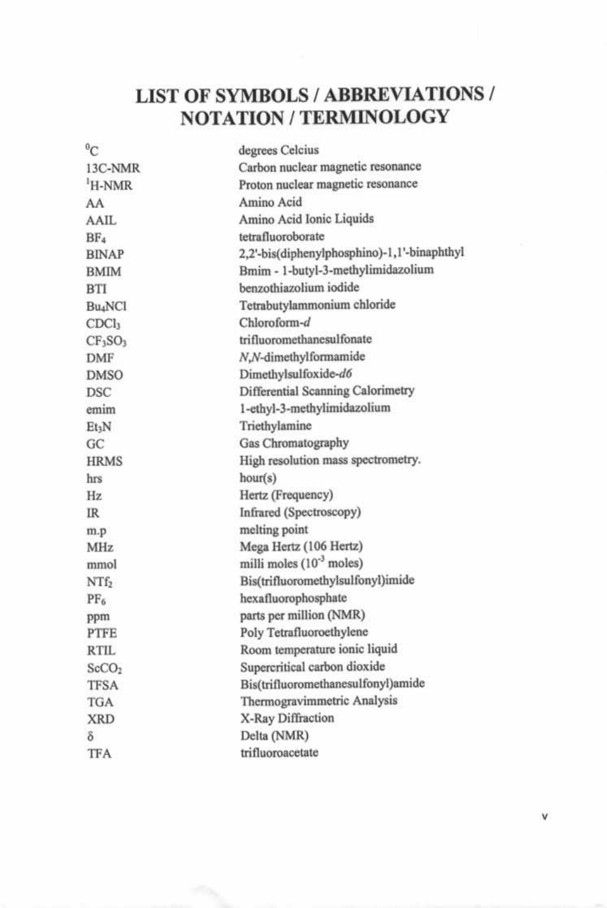# LIST OF SYMBOLS / ABBREVIATIONS / NOTATION / TERMINOLOGY

| | |
|---|---|
| $^0C$ | degrees Celcius |
| 13C-NMR | Carbon nuclear magnetic resonance |
| $^1H$-NMR | Proton nuclear magnetic resonance |
| AA | Amino Acid |
| AAIL | Amino Acid Ionic Liquids |
| $BF_4$ | tetrafluoroborate |
| BINAP | 2,2'-bis(diphenylphosphino)-1,1'-binaphthyl |
| BMIM | Bmim - 1-butyl-3-methylimidazolium |
| BTI | benzothiazolium iodide |
| $Bu_4NCl$ | Tetrabutylammonium chloride |
| $CDCl_3$ | Chloroform-*d* |
| $CF_3SO_3$ | trifluoromethanesulfonate |
| DMF | *N,N*-dimethylformamide |
| DMSO | Dimethylsulfoxide-*d6* |
| DSC | Differential Scanning Calorimetry |
| emim | 1-ethyl-3-methylimidazolium |
| $Et_3N$ | Triethylamine |
| GC | Gas Chromatography |
| HRMS | High resolution mass spectrometry. |
| hrs | hour(s) |
| Hz | Hertz (Frequency) |
| IR | Infrared (Spectroscopy) |
| m.p | melting point |
| MHz | Mega Hertz (106 Hertz) |
| mmol | milli moles ($10^{-3}$ moles) |
| $NTf_2$ | Bis(trifluoromethylsulfonyl)imide |
| $PF_6$ | hexafluorophosphate |
| ppm | parts per million (NMR) |
| PTFE | Poly Tetrafluoroethylene |
| RTIL | Room temperature ionic liquid |
| $ScCO_2$ | Supercritical carbon dioxide |
| TFSA | Bis(trifluoromethanesulfonyl)amide |
| TGA | Thermogravimmetric Analysis |
| XRD | X-Ray Diffraction |
| $\delta$ | Delta (NMR) |
| TFA | trifluoroacetate |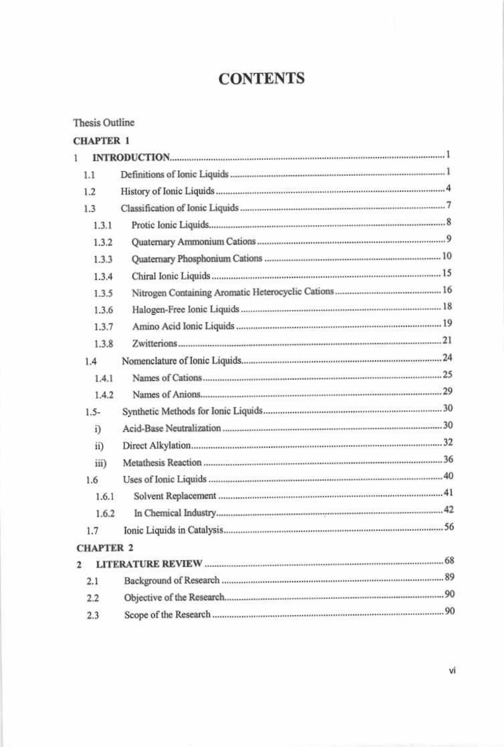# CONTENTS

Thesis Outline

**CHAPTER 1**

| | | |
|---|---|---|
| 1 | **INTRODUCTION** | 1 |
| 1.1 | Definitions of Ionic Liquids | 1 |
| 1.2 | History of Ionic Liquids | 4 |
| 1.3 | Classification of Ionic Liquids | 7 |
| 1.3.1 | Protic Ionic Liquids | 8 |
| 1.3.2 | Quaternary Ammonium Cations | 9 |
| 1.3.3 | Quaternary Phosphonium Cations | 10 |
| 1.3.4 | Chiral Ionic Liquids | 15 |
| 1.3.5 | Nitrogen Containing Aromatic Heterocyclic Cations | 16 |
| 1.3.6 | Halogen-Free Ionic Liquids | 18 |
| 1.3.7 | Amino Acid Ionic Liquids | 19 |
| 1.3.8 | Zwitterions | 21 |
| 1.4 | Nomenclature of Ionic Liquids | 24 |
| 1.4.1 | Names of Cations | 25 |
| 1.4.2 | Names of Anions | 29 |
| 1.5- | Synthetic Methods for Ionic Liquids | 30 |
| i) | Acid-Base Neutralization | 30 |
| ii) | Direct Alkylation | 32 |
| iii) | Metathesis Reaction | 36 |
| 1.6 | Uses of Ionic Liquids | 40 |
| 1.6.1 | Solvent Replacement | 41 |
| 1.6.2 | In Chemical Industry | 42 |
| 1.7 | Ionic Liquids in Catalysis | 56 |

**CHAPTER 2**

| | | |
|---|---|---|
| 2 | **LITERATURE REVIEW** | 68 |
| 2.1 | Background of Research | 89 |
| 2.2 | Objective of the Research | 90 |
| 2.3 | Scope of the Research | 90 |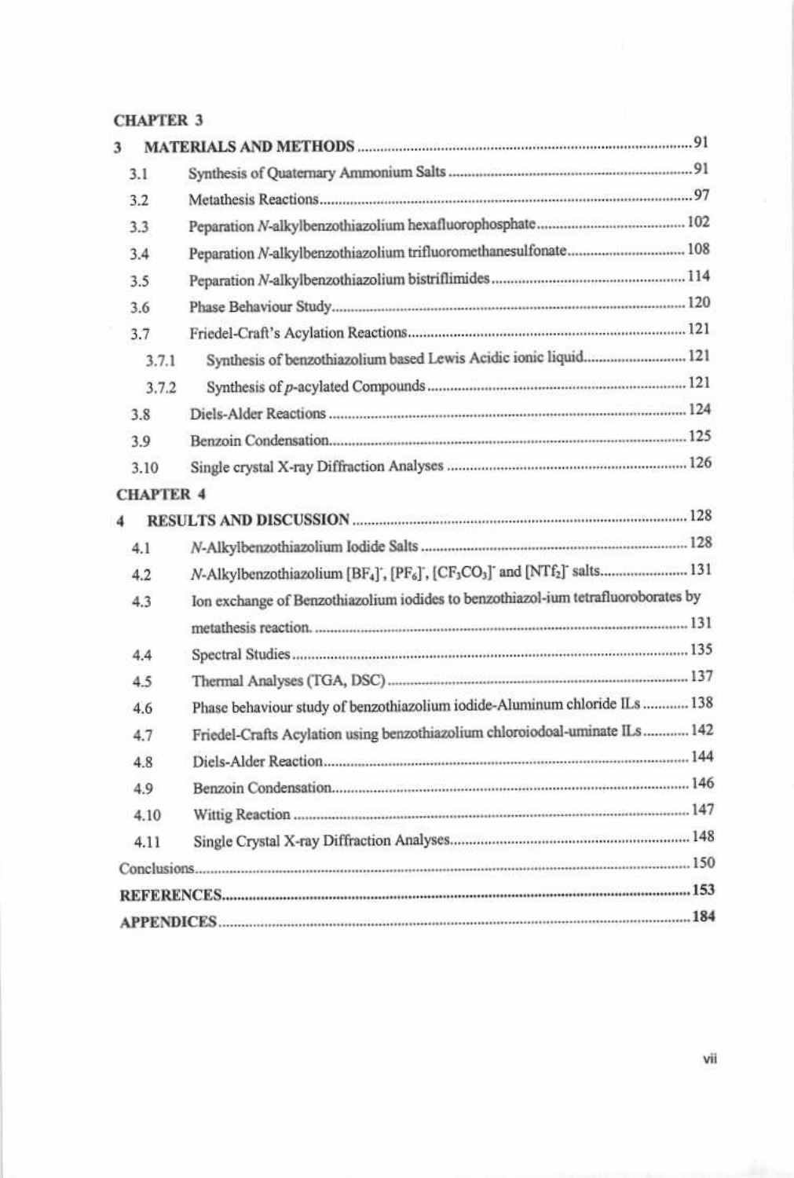**CHAPTER 3**

3 MATERIALS AND METHODS ........................................................................................ 91

3.1 Synthesis of Quaternary Ammonium Salts ........................................................................ 91

3.2 Metathesis Reactions ......................................................................................................... 97

3.3 Peparation *N*-alkylbenzothiazolium hexafluorophosphate ............................................ 102

3.4 Peparation *N*-alkylbenzothiazolium trifluoromethanesulfonate ...................................... 108

3.5 Peparation *N*-alkylbenzothiazolium bistriflimides ........................................................ 114

3.6 Phase Behaviour Study ..................................................................................................... 120

3.7 Friedel-Craft's Acylation Reactions ................................................................................. 121

3.7.1 Synthesis of benzothiazolium based Lewis Acidic ionic liquid .................................... 121

3.7.2 Synthesis of *p*-acylated Compounds .......................................................................... 121

3.8 Diels-Alder Reactions ...................................................................................................... 124

3.9 Benzoin Condensation ...................................................................................................... 125

3.10 Single crystal X-ray Diffraction Analyses ..................................................................... 126

**CHAPTER 4**

4 RESULTS AND DISCUSSION ........................................................................................ 128

4.1 *N*-Alkylbenzothiazolium Iodide Salts .......................................................................... 128

4.2 *N*-Alkylbenzothiazolium $[BF_4]^-$, $[PF_6]^-$, $[CF_3CO_3]^-$ and $[NTf_2]^-$ salts ........................ 131

4.3 Ion exchange of Benzothiazolium iodides to benzothiazol-ium tetrafluoroborates by metathesis reaction. ........................................................................................................ 131

4.4 Spectral Studies ................................................................................................................ 135

4.5 Thermal Analyses (TGA, DSC) ....................................................................................... 137

4.6 Phase behaviour study of benzothiazolium iodide-Aluminum chloride ILs ..................... 138

4.7 Friedel-Crafts Acylation using benzothiazolium chloroiodoal-uminate ILs ..................... 142

4.8 Diels-Alder Reaction ........................................................................................................ 144

4.9 Benzoin Condensation ...................................................................................................... 146

4.10 Wittig Reaction .............................................................................................................. 147

4.11 Single Crystal X-ray Diffraction Analyses ..................................................................... 148

Conclusions ......................................................................................................................... 150

**REFERENCES** .................................................................................................................. 153

**APPENDICES** ................................................................................................................... 184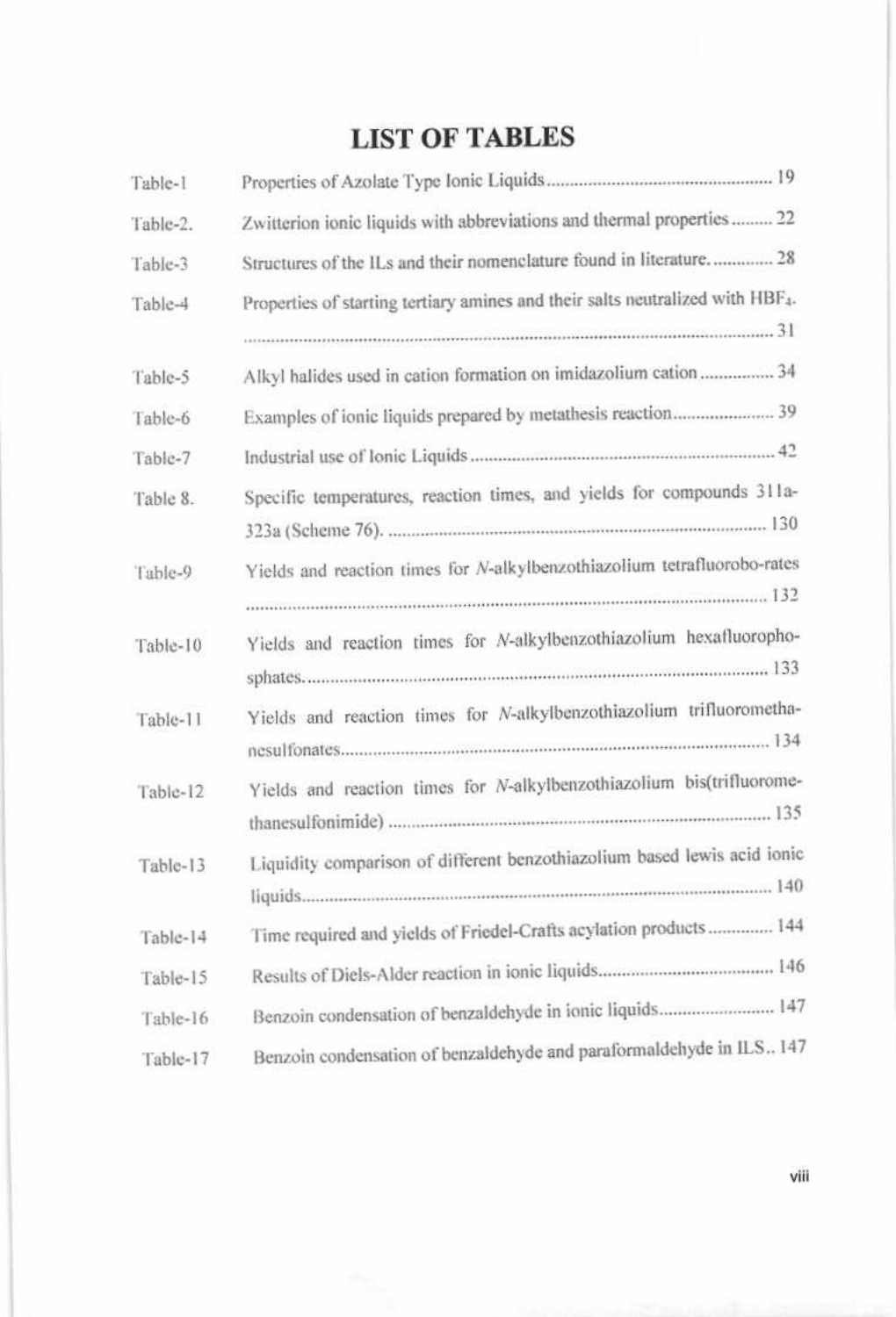# LIST OF TABLES

| | | |
|---|---|---|
| Table-1 | Properties of Azolate Type Ionic Liquids | 19 |
| Table-2. | Zwitterion ionic liquids with abbreviations and thermal properties | 22 |
| Table-3 | Structures of the ILs and their nomenclature found in literature. | 28 |
| Table-4 | Properties of starting tertiary amines and their salts neutralized with $HBF_4$. | 31 |
| Table-5 | Alkyl halides used in cation formation on imidazolium cation | 34 |
| Table-6 | Examples of ionic liquids prepared by metathesis reaction | 39 |
| Table-7 | Industrial use of Ionic Liquids | 42 |
| Table 8. | Specific temperatures, reaction times, and yields for compounds 311a-323a (Scheme 76). | 130 |
| Table-9 | Yields and reaction times for *N*-alkylbenzothiazolium tetrafluorobo-rates | 132 |
| Table-10 | Yields and reaction times for *N*-alkylbenzothiazolium hexafluoropho-sphates. | 133 |
| Table-11 | Yields and reaction times for *N*-alkylbenzothiazolium trifluorometha-nesulfonates | 134 |
| Table-12 | Yields and reaction times for *N*-alkylbenzothiazolium bis(trifluorome-thanesulfonimide) | 135 |
| Table-13 | Liquidity comparison of different benzothiazolium based lewis acid ionic liquids | 140 |
| Table-14 | Time required and yields of Friedel-Crafts acylation products | 144 |
| Table-15 | Results of Diels-Alder reaction in ionic liquids | 146 |
| Table-16 | Benzoin condensation of benzaldehyde in ionic liquids | 147 |
| Table-17 | Benzoin condensation of benzaldehyde and paraformaldehyde in ILS. | 147 |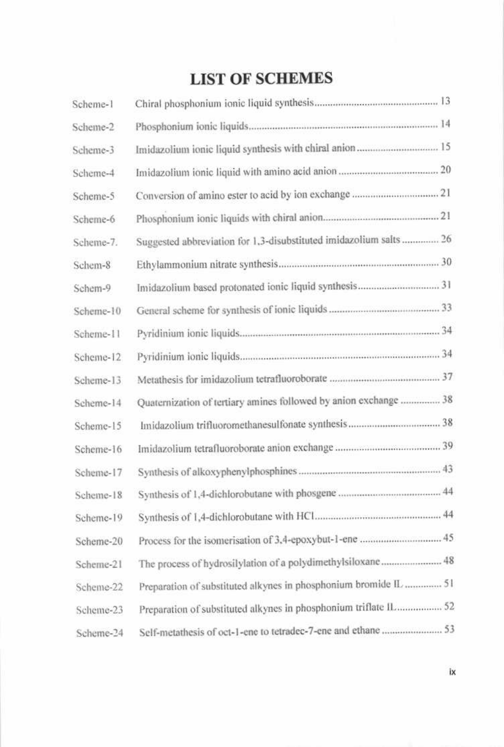# LIST OF SCHEMES

| | | |
|---|---|---|
| Scheme-1 | Chiral phosphonium ionic liquid synthesis | 13 |
| Scheme-2 | Phosphonium ionic liquids | 14 |
| Scheme-3 | Imidazolium ionic liquid synthesis with chiral anion | 15 |
| Scheme-4 | Imidazolium ionic liquid with amino acid anion | 20 |
| Scheme-5 | Conversion of amino ester to acid by ion exchange | 21 |
| Scheme-6 | Phosphonium ionic liquids with chiral anion | 21 |
| Scheme-7. | Suggested abbreviation for 1,3-disubstituted imidazolium salts | 26 |
| Schem-8 | Ethylammonium nitrate synthesis | 30 |
| Schem-9 | Imidazolium based protonated ionic liquid synthesis | 31 |
| Scheme-10 | General scheme for synthesis of ionic liquids | 33 |
| Scheme-11 | Pyridinium ionic liquids | 34 |
| Scheme-12 | Pyridinium ionic liquids | 34 |
| Scheme-13 | Metathesis for imidazolium tetrafluoroborate | 37 |
| Scheme-14 | Quaternization of tertiary amines followed by anion exchange | 38 |
| Scheme-15 | Imidazolium trifluoromethanesulfonate synthesis | 38 |
| Scheme-16 | Imidazolium tetrafluoroborate anion exchange | 39 |
| Scheme-17 | Synthesis of alkoxyphenylphosphines | 43 |
| Scheme-18 | Synthesis of 1,4-dichlorobutane with phosgene | 44 |
| Scheme-19 | Synthesis of 1,4-dichlorobutane with HCl | 44 |
| Scheme-20 | Process for the isomerisation of 3,4-epoxybut-1-ene | 45 |
| Scheme-21 | The process of hydrosilylation of a polydimethylsiloxane | 48 |
| Scheme-22 | Preparation of substituted alkynes in phosphonium bromide IL | 51 |
| Scheme-23 | Preparation of substituted alkynes in phosphonium triflate IL | 52 |
| Scheme-24 | Self-metathesis of oct-1-ene to tetradec-7-ene and ethane | 53 |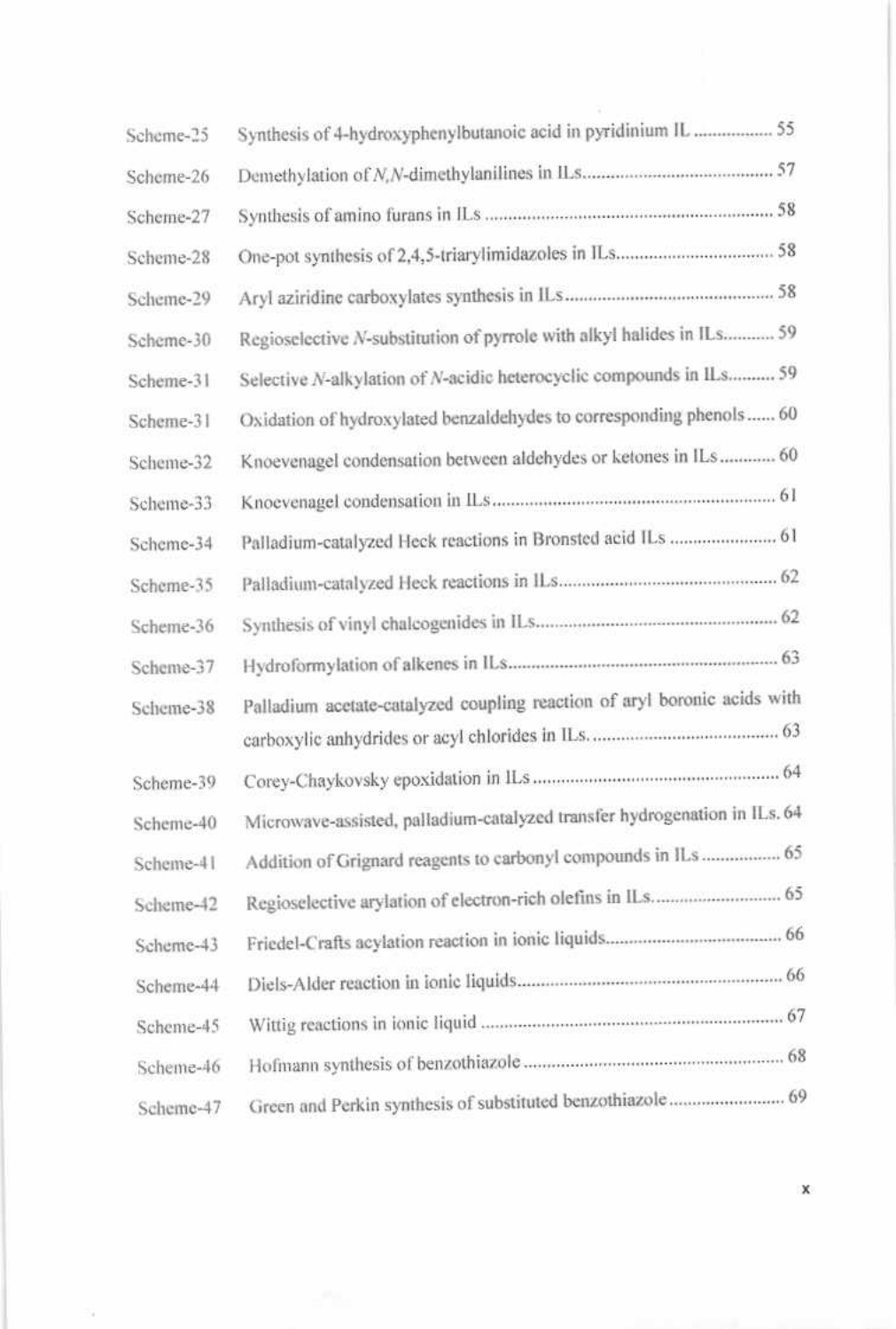| | | |
|---|---|---|
| Scheme-25 | Synthesis of 4-hydroxyphenylbutanoic acid in pyridinium IL | 55 |
| Scheme-26 | Demethylation of *N,N*-dimethylanilines in ILs | 57 |
| Scheme-27 | Synthesis of amino furans in ILs | 58 |
| Scheme-28 | One-pot synthesis of 2,4,5-triarylimidazoles in ILs | 58 |
| Scheme-29 | Aryl aziridine carboxylates synthesis in ILs | 58 |
| Scheme-30 | Regioselective *N*-substitution of pyrrole with alkyl halides in ILs | 59 |
| Scheme-31 | Selective *N*-alkylation of *N*-acidic heterocyclic compounds in ILs | 59 |
| Scheme-31 | Oxidation of hydroxylated benzaldehydes to corresponding phenols | 60 |
| Scheme-32 | Knoevenagel condensation between aldehydes or ketones in ILs | 60 |
| Scheme-33 | Knoevenagel condensation in ILs | 61 |
| Scheme-34 | Palladium-catalyzed Heck reactions in Bronsted acid ILs | 61 |
| Scheme-35 | Palladium-catalyzed Heck reactions in ILs | 62 |
| Scheme-36 | Synthesis of vinyl chalcogenides in ILs | 62 |
| Scheme-37 | Hydroformylation of alkenes in ILs | 63 |
| Scheme-38 | Palladium acetate-catalyzed coupling reaction of aryl boronic acids with carboxylic anhydrides or acyl chlorides in ILs | 63 |
| Scheme-39 | Corey-Chaykovsky epoxidation in ILs | 64 |
| Scheme-40 | Microwave-assisted, palladium-catalyzed transfer hydrogenation in ILs | 64 |
| Scheme-41 | Addition of Grignard reagents to carbonyl compounds in ILs | 65 |
| Scheme-42 | Regioselective arylation of electron-rich olefins in ILs | 65 |
| Scheme-43 | Friedel-Crafts acylation reaction in ionic liquids | 66 |
| Scheme-44 | Diels-Alder reaction in ionic liquids | 66 |
| Scheme-45 | Wittig reactions in ionic liquid | 67 |
| Scheme-46 | Hofmann synthesis of benzothiazole | 68 |
| Scheme-47 | Green and Perkin synthesis of substituted benzothiazole | 69 |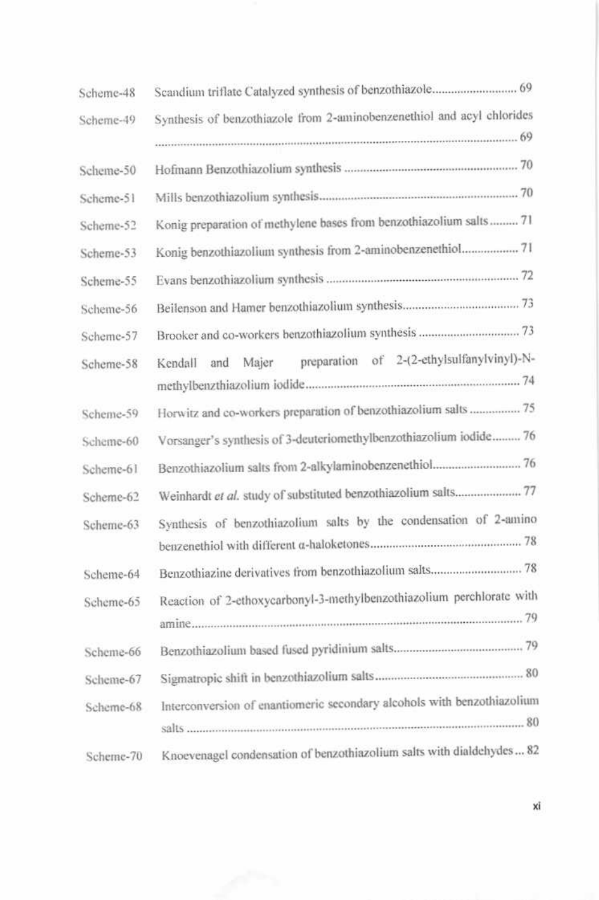| | | |
|---|---|---|
| Scheme-48 | Scandium triflate Catalyzed synthesis of benzothiazole | 69 |
| Scheme-49 | Synthesis of benzothiazole from 2-aminobenzenethiol and acyl chlorides | 69 |
| Scheme-50 | Hofmann Benzothiazolium synthesis | 70 |
| Scheme-51 | Mills benzothiazolium synthesis | 70 |
| Scheme-52 | Konig preparation of methylene bases from benzothiazolium salts | 71 |
| Scheme-53 | Konig benzothiazolium synthesis from 2-aminobenzenethiol | 71 |
| Scheme-55 | Evans benzothiazolium synthesis | 72 |
| Scheme-56 | Beilenson and Hamer benzothiazolium synthesis | 73 |
| Scheme-57 | Brooker and co-workers benzothiazolium synthesis | 73 |
| Scheme-58 | Kendall and Majer preparation of 2-(2-ethylsulfanylvinyl)-N-methylbenzthiazolium iodide | 74 |
| Scheme-59 | Horwitz and co-workers preparation of benzothiazolium salts | 75 |
| Scheme-60 | Vorsanger's synthesis of 3-deuteriomethylbenzothiazolium iodide | 76 |
| Scheme-61 | Benzothiazolium salts from 2-alkylaminobenzenethiol | 76 |
| Scheme-62 | Weinhardt *et al.* study of substituted benzothiazolium salts | 77 |
| Scheme-63 | Synthesis of benzothiazolium salts by the condensation of 2-amino benzenethiol with different α-haloketones | 78 |
| Scheme-64 | Benzothiazine derivatives from benzothiazolium salts | 78 |
| Scheme-65 | Reaction of 2-ethoxycarbonyl-3-methylbenzothiazolium perchlorate with amine | 79 |
| Scheme-66 | Benzothiazolium based fused pyridinium salts | 79 |
| Scheme-67 | Sigmatropic shift in benzothiazolium salts | 80 |
| Scheme-68 | Interconversion of enantiomeric secondary alcohols with benzothiazolium salts | 80 |
| Scheme-70 | Knoevenagel condensation of benzothiazolium salts with dialdehydes | 82 |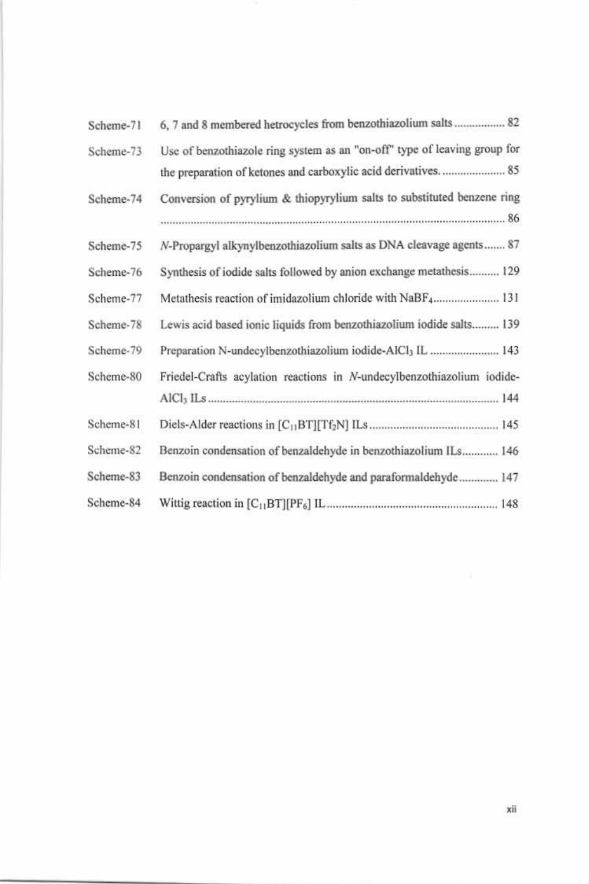| | | |
|---|---|---|
| Scheme-71 | 6, 7 and 8 membered hetrocycles from benzothiazolium salts | 82 |
| Scheme-73 | Use of benzothiazole ring system as an "on-off" type of leaving group for the preparation of ketones and carboxylic acid derivatives. | 85 |
| Scheme-74 | Conversion of pyrylium & thiopyrylium salts to substituted benzene ring | 86 |
| Scheme-75 | *N*-Propargyl alkynylbenzothiazolium salts as DNA cleavage agents | 87 |
| Scheme-76 | Synthesis of iodide salts followed by anion exchange metathesis | 129 |
| Scheme-77 | Metathesis reaction of imidazolium chloride with $NaBF_4$ | 131 |
| Scheme-78 | Lewis acid based ionic liquids from benzothiazolium iodide salts | 139 |
| Scheme-79 | Preparation N-undecylbenzothiazolium iodide-$AlCl_3$ IL | 143 |
| Scheme-80 | Friedel-Crafts acylation reactions in *N*-undecylbenzothiazolium iodide-$AlCl_3$ ILs | 144 |
| Scheme-81 | Diels-Alder reactions in $[C_{11}BT][Tf_2N]$ ILs | 145 |
| Scheme-82 | Benzoin condensation of benzaldehyde in benzothiazolium ILs | 146 |
| Scheme-83 | Benzoin condensation of benzaldehyde and paraformaldehyde | 147 |
| Scheme-84 | Wittig reaction in $[C_{11}BT][PF_6]$ IL | 148 |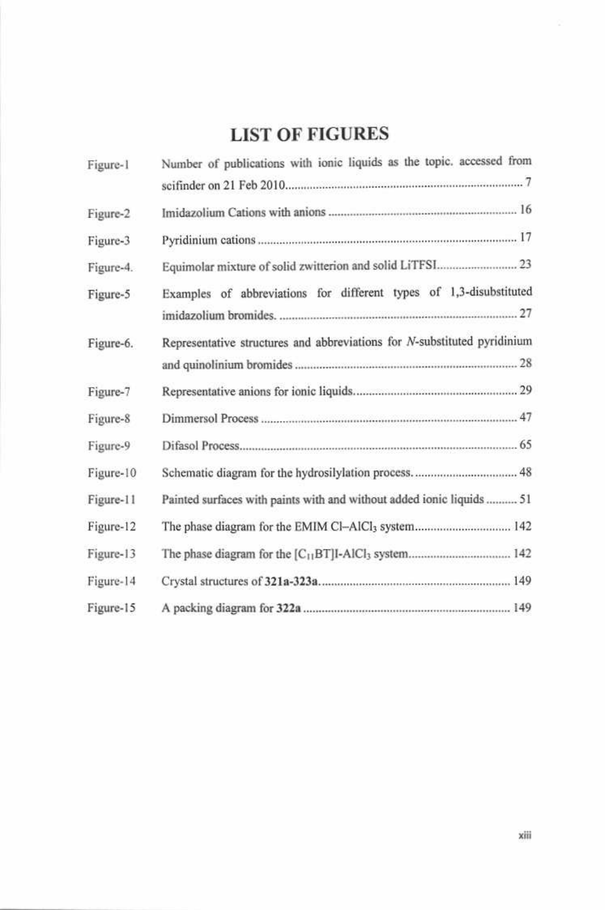# LIST OF FIGURES

| | | |
|---|---|---|
| Figure-1 | Number of publications with ionic liquids as the topic. accessed from scifinder on 21 Feb 2010 | 7 |
| Figure-2 | Imidazolium Cations with anions | 16 |
| Figure-3 | Pyridinium cations | 17 |
| Figure-4. | Equimolar mixture of solid zwitterion and solid LiTFSI | 23 |
| Figure-5 | Examples of abbreviations for different types of 1,3-disubstituted imidazolium bromides. | 27 |
| Figure-6. | Representative structures and abbreviations for *N*-substituted pyridinium and quinolinium bromides | 28 |
| Figure-7 | Representative anions for ionic liquids | 29 |
| Figure-8 | Dimmersol Process | 47 |
| Figure-9 | Difasol Process | 65 |
| Figure-10 | Schematic diagram for the hydrosilylation process. | 48 |
| Figure-11 | Painted surfaces with paints with and without added ionic liquids | 51 |
| Figure-12 | The phase diagram for the EMIM Cl–$AlCl_3$ system | 142 |
| Figure-13 | The phase diagram for the $[C_{11}BT]I$-$AlCl_3$ system | 142 |
| Figure-14 | Crystal structures of **321a-323a**. | 149 |
| Figure-15 | A packing diagram for **322a** | 149 |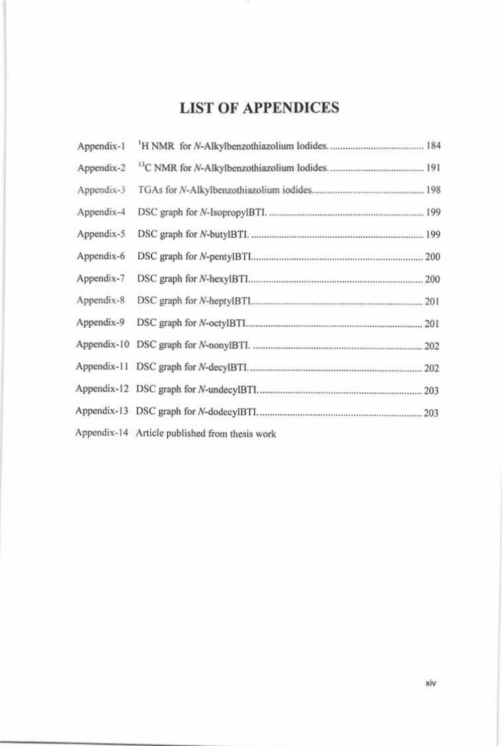# LIST OF APPENDICES

| | | |
|---|---|---|
| Appendix-1 | $^{1}$H NMR for *N*-Alkylbenzothiazolium Iodides. | 184 |
| Appendix-2 | $^{13}$C NMR for *N*-Alkylbenzothiazolium Iodides. | 191 |
| Appendix-3 | TGAs for *N*-Alkylbenzothiazolium iodides | 198 |
| Appendix-4 | DSC graph for *N*-IsopropylBTI. | 199 |
| Appendix-5 | DSC graph for *N*-butylBTI. | 199 |
| Appendix-6 | DSC graph for *N*-pentylBTI | 200 |
| Appendix-7 | DSC graph for *N*-hexylBTI | 200 |
| Appendix-8 | DSC graph for *N*-heptylBTI | 201 |
| Appendix-9 | DSC graph for *N*-octylBTI | 201 |
| Appendix-10 | DSC graph for *N*-nonylBTI. | 202 |
| Appendix-11 | DSC graph for *N*-decylBTI | 202 |
| Appendix-12 | DSC graph for *N*-undecylBTI. | 203 |
| Appendix-13 | DSC graph for *N*-dodecylBTI. | 203 |
| Appendix-14 | Article published from thesis work | |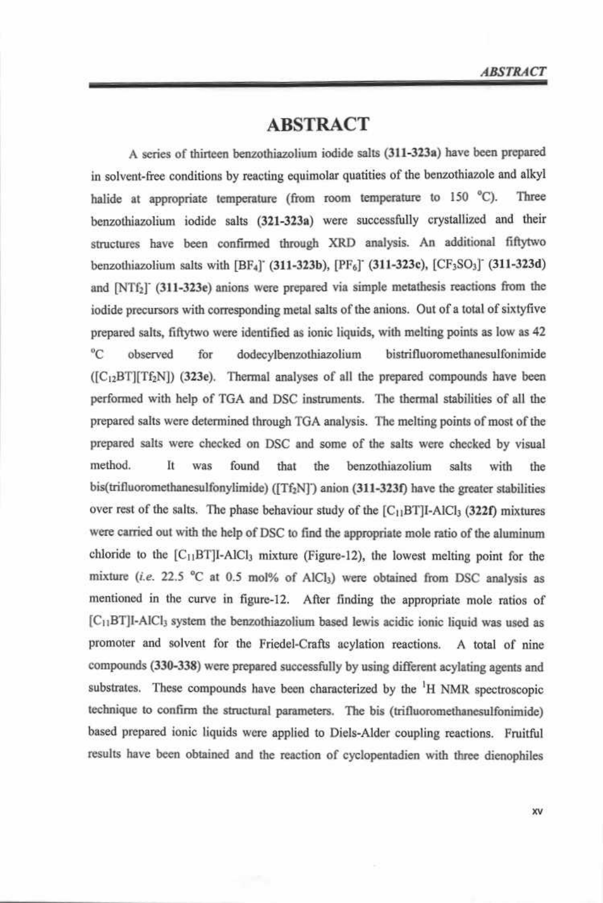# ABSTRACT

A series of thirteen benzothiazolium iodide salts (**311-323a**) have been prepared in solvent-free conditions by reacting equimolar quatities of the benzothiazole and alkyl halide at appropriate temperature (from room temperature to 150 °C). Three benzothiazolium iodide salts (**321-323a**) were successfully crystallized and their structures have been confirmed through XRD analysis. An additional fiftytwo benzothiazolium salts with $[BF_4]^-$ (**311-323b**), $[PF_6]^-$ (**311-323c**), $[CF_3SO_3]^-$ (**311-323d**) and $[NTf_2]^-$ (**311-323e**) anions were prepared via simple metathesis reactions from the iodide precursors with corresponding metal salts of the anions. Out of a total of sixtyfive prepared salts, fiftytwo were identified as ionic liquids, with melting points as low as 42 °C observed for dodecylbenzothiazolium bistrifluoromethanesulfonimide ($[C_{12}BT][Tf_2N]$) (**323e**). Thermal analyses of all the prepared compounds have been performed with help of TGA and DSC instruments. The thermal stabilities of all the prepared salts were determined through TGA analysis. The melting points of most of the prepared salts were checked on DSC and some of the salts were checked by visual method. It was found that the benzothiazolium salts with the bis(trifluoromethanesulfonylimide) ($[Tf_2N]^-$) anion (**311-323f**) have the greater stabilities over rest of the salts. The phase behaviour study of the $[C_{11}BT]I$-$AlCl_3$ (**322f**) mixtures were carried out with the help of DSC to find the appropriate mole ratio of the aluminum chloride to the $[C_{11}BT]I$-$AlCl_3$ mixture (Figure-12), the lowest melting point for the mixture (*i.e.* 22.5 °C at 0.5 mol% of $AlCl_3$) were obtained from DSC analysis as mentioned in the curve in figure-12. After finding the appropriate mole ratios of $[C_{11}BT]I$-$AlCl_3$ system the benzothiazolium based lewis acidic ionic liquid was used as promoter and solvent for the Friedel-Crafts acylation reactions. A total of nine compounds (**330-338**) were prepared successfully by using different acylating agents and substrates. These compounds have been characterized by the $^1H$ NMR spectroscopic technique to confirm the structural parameters. The bis (trifluoromethanesulfonimide) based prepared ionic liquids were applied to Diels-Alder coupling reactions. Fruitful results have been obtained and the reaction of cyclopentadien with three dienophiles